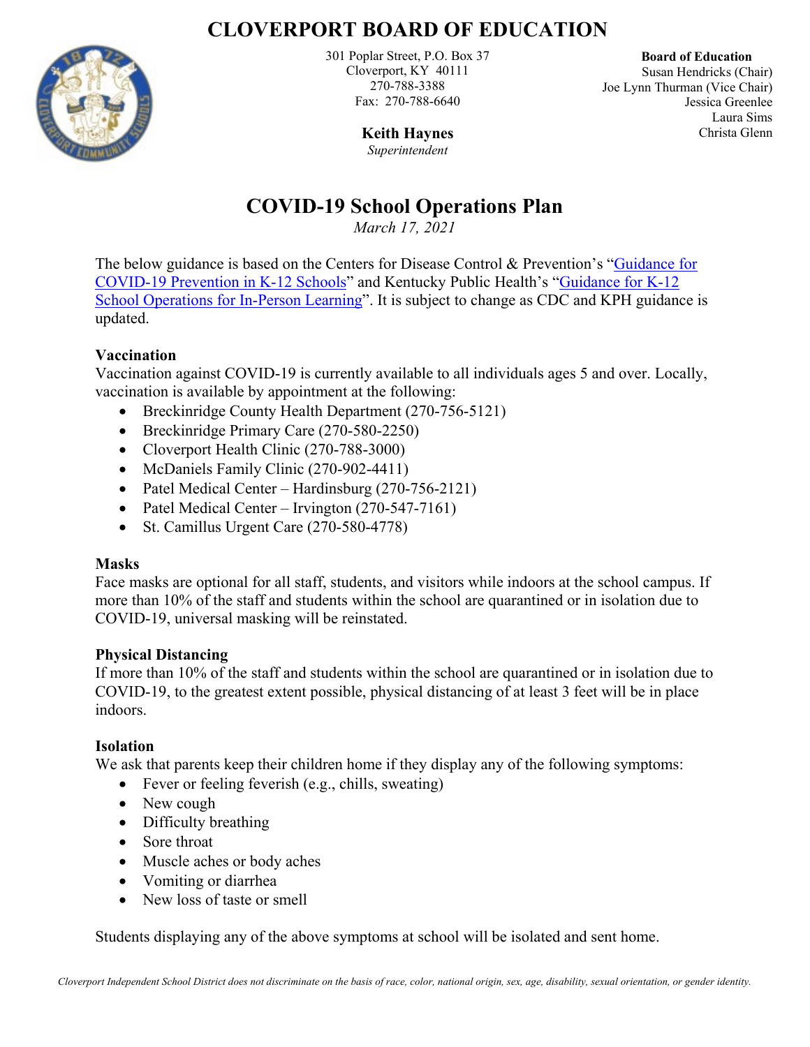# CLOVERPORT BOARD OF EDUCATION

301 Poplar Street, P.O. Box 37
Cloverport, KY 40111
270-788-3388
Fax: 270-788-6640

**Keith Haynes**
*Superintendent*

**Board of Education**
Susan Hendricks (Chair)
Joe Lynn Thurman (Vice Chair)
Jessica Greenlee
Laura Sims
Christa Glenn

## COVID-19 School Operations Plan

*March 17, 2021*

The below guidance is based on the Centers for Disease Control & Prevention's "Guidance for COVID-19 Prevention in K-12 Schools" and Kentucky Public Health's "Guidance for K-12 School Operations for In-Person Learning". It is subject to change as CDC and KPH guidance is updated.

**Vaccination**
Vaccination against COVID-19 is currently available to all individuals ages 5 and over. Locally, vaccination is available by appointment at the following:

- Breckinridge County Health Department (270-756-5121)
- Breckinridge Primary Care (270-580-2250)
- Cloverport Health Clinic (270-788-3000)
- McDaniels Family Clinic (270-902-4411)
- Patel Medical Center – Hardinsburg (270-756-2121)
- Patel Medical Center – Irvington (270-547-7161)
- St. Camillus Urgent Care (270-580-4778)

**Masks**
Face masks are optional for all staff, students, and visitors while indoors at the school campus. If more than 10% of the staff and students within the school are quarantined or in isolation due to COVID-19, universal masking will be reinstated.

**Physical Distancing**
If more than 10% of the staff and students within the school are quarantined or in isolation due to COVID-19, to the greatest extent possible, physical distancing of at least 3 feet will be in place indoors.

**Isolation**
We ask that parents keep their children home if they display any of the following symptoms:

- Fever or feeling feverish (e.g., chills, sweating)
- New cough
- Difficulty breathing
- Sore throat
- Muscle aches or body aches
- Vomiting or diarrhea
- New loss of taste or smell

Students displaying any of the above symptoms at school will be isolated and sent home.

*Cloverport Independent School District does not discriminate on the basis of race, color, national origin, sex, age, disability, sexual orientation, or gender identity.*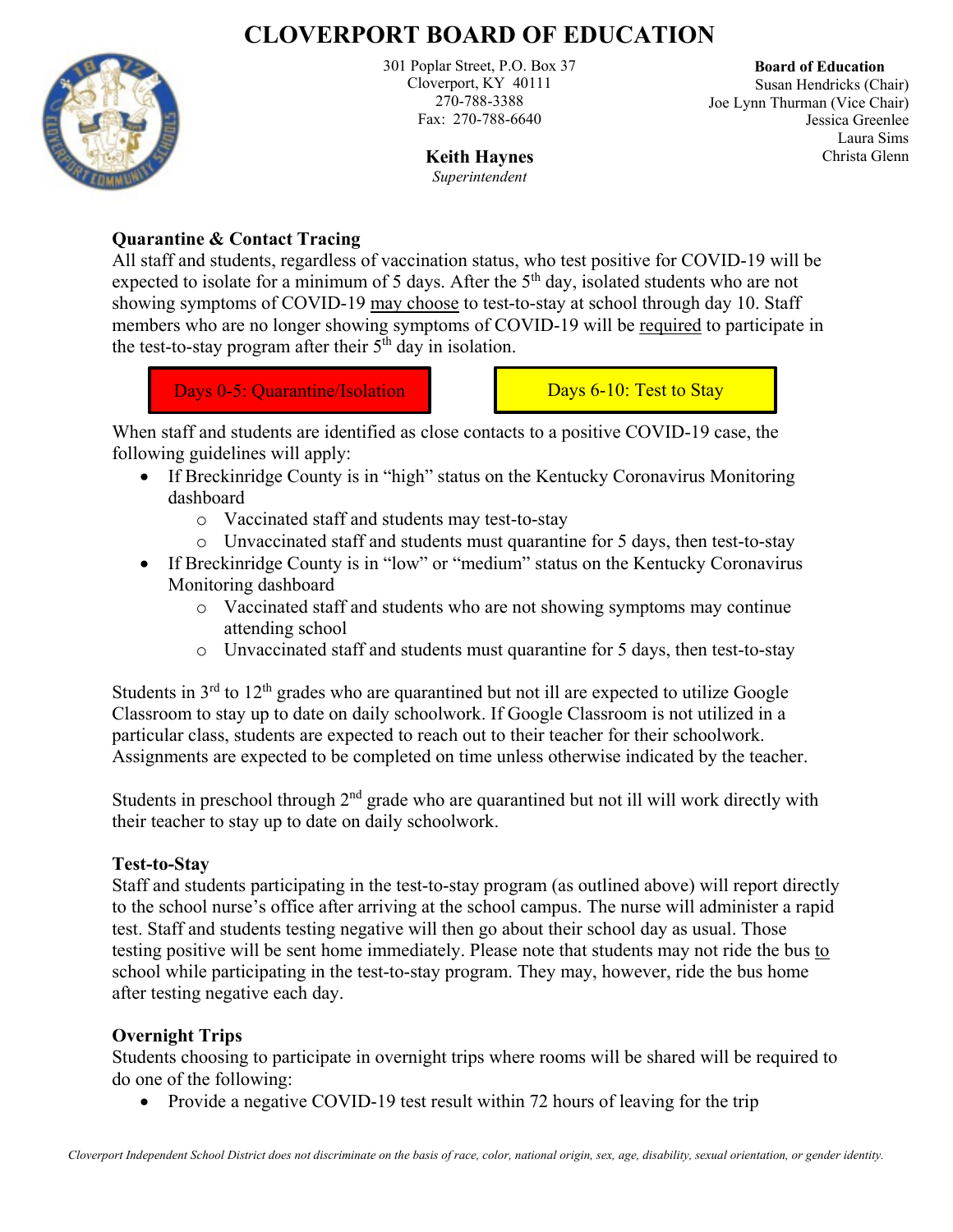# CLOVERPORT BOARD OF EDUCATION

301 Poplar Street, P.O. Box 37
Cloverport, KY 40111
270-788-3388
Fax: 270-788-6640

**Keith Haynes**
*Superintendent*

**Board of Education**
Susan Hendricks (Chair)
Joe Lynn Thurman (Vice Chair)
Jessica Greenlee
Laura Sims
Christa Glenn

**Quarantine & Contact Tracing**

All staff and students, regardless of vaccination status, who test positive for COVID-19 will be expected to isolate for a minimum of 5 days. After the 5th day, isolated students who are not showing symptoms of COVID-19 may choose to test-to-stay at school through day 10. Staff members who are no longer showing symptoms of COVID-19 will be required to participate in the test-to-stay program after their 5th day in isolation.

| Days 0-5: Quarantine/Isolation | Days 6-10: Test to Stay |
|---|---|

When staff and students are identified as close contacts to a positive COVID-19 case, the following guidelines will apply:

- If Breckinridge County is in "high" status on the Kentucky Coronavirus Monitoring dashboard
    - Vaccinated staff and students may test-to-stay
    - Unvaccinated staff and students must quarantine for 5 days, then test-to-stay
- If Breckinridge County is in "low" or "medium" status on the Kentucky Coronavirus Monitoring dashboard
    - Vaccinated staff and students who are not showing symptoms may continue attending school
    - Unvaccinated staff and students must quarantine for 5 days, then test-to-stay

Students in 3rd to 12th grades who are quarantined but not ill are expected to utilize Google Classroom to stay up to date on daily schoolwork. If Google Classroom is not utilized in a particular class, students are expected to reach out to their teacher for their schoolwork. Assignments are expected to be completed on time unless otherwise indicated by the teacher.

Students in preschool through 2nd grade who are quarantined but not ill will work directly with their teacher to stay up to date on daily schoolwork.

**Test-to-Stay**

Staff and students participating in the test-to-stay program (as outlined above) will report directly to the school nurse's office after arriving at the school campus. The nurse will administer a rapid test. Staff and students testing negative will then go about their school day as usual. Those testing positive will be sent home immediately. Please note that students may not ride the bus to school while participating in the test-to-stay program. They may, however, ride the bus home after testing negative each day.

**Overnight Trips**

Students choosing to participate in overnight trips where rooms will be shared will be required to do one of the following:

- Provide a negative COVID-19 test result within 72 hours of leaving for the trip

*Cloverport Independent School District does not discriminate on the basis of race, color, national origin, sex, age, disability, sexual orientation, or gender identity.*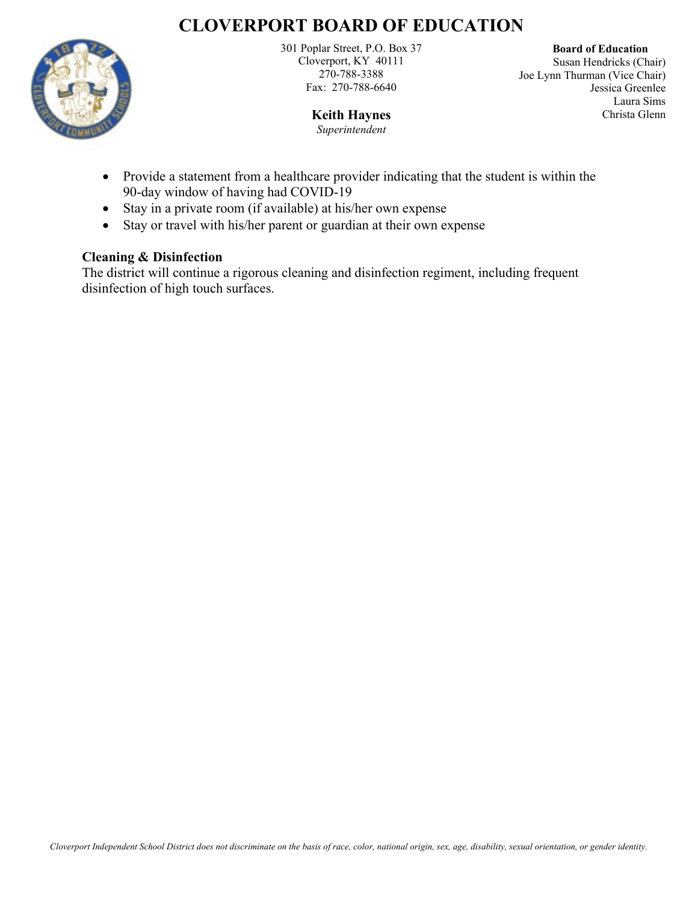- Provide a statement from a healthcare provider indicating that the student is within the 90-day window of having had COVID-19
- Stay in a private room (if available) at his/her own expense
- Stay or travel with his/her parent or guardian at their own expense

**Cleaning & Disinfection**

The district will continue a rigorous cleaning and disinfection regiment, including frequent disinfection of high touch surfaces.